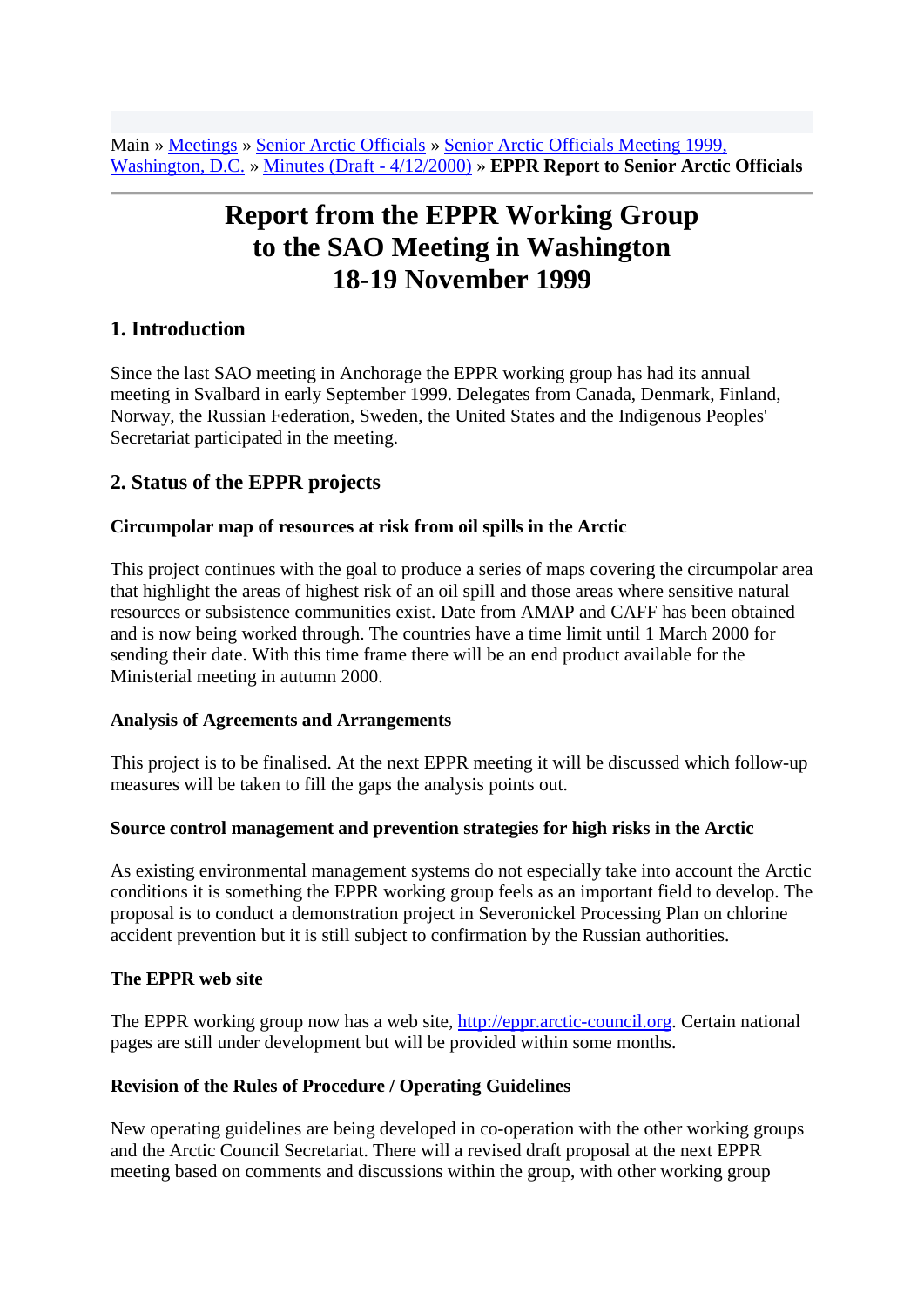Main » [Meetings] » [Senior Arctic Officials] » [Senior Arctic Officials Meeting 1999, Washington, D.C.] » [Minutes (Draft - 4/12/2000)] » **EPPR Report to Senior Arctic Officials**

# Report from the EPPR Working Group to the SAO Meeting in Washington 18-19 November 1999

## 1. Introduction

Since the last SAO meeting in Anchorage the EPPR working group has had its annual meeting in Svalbard in early September 1999. Delegates from Canada, Denmark, Finland, Norway, the Russian Federation, Sweden, the United States and the Indigenous Peoples' Secretariat participated in the meeting.

## 2. Status of the EPPR projects

### Circumpolar map of resources at risk from oil spills in the Arctic

This project continues with the goal to produce a series of maps covering the circumpolar area that highlight the areas of highest risk of an oil spill and those areas where sensitive natural resources or subsistence communities exist. Date from AMAP and CAFF has been obtained and is now being worked through. The countries have a time limit until 1 March 2000 for sending their date. With this time frame there will be an end product available for the Ministerial meeting in autumn 2000.

### Analysis of Agreements and Arrangements

This project is to be finalised. At the next EPPR meeting it will be discussed which follow-up measures will be taken to fill the gaps the analysis points out.

### Source control management and prevention strategies for high risks in the Arctic

As existing environmental management systems do not especially take into account the Arctic conditions it is something the EPPR working group feels as an important field to develop. The proposal is to conduct a demonstration project in Severonickel Processing Plan on chlorine accident prevention but it is still subject to confirmation by the Russian authorities.

### The EPPR web site

The EPPR working group now has a web site, http://eppr.arctic-council.org. Certain national pages are still under development but will be provided within some months.

### Revision of the Rules of Procedure / Operating Guidelines

New operating guidelines are being developed in co-operation with the other working groups and the Arctic Council Secretariat. There will a revised draft proposal at the next EPPR meeting based on comments and discussions within the group, with other working group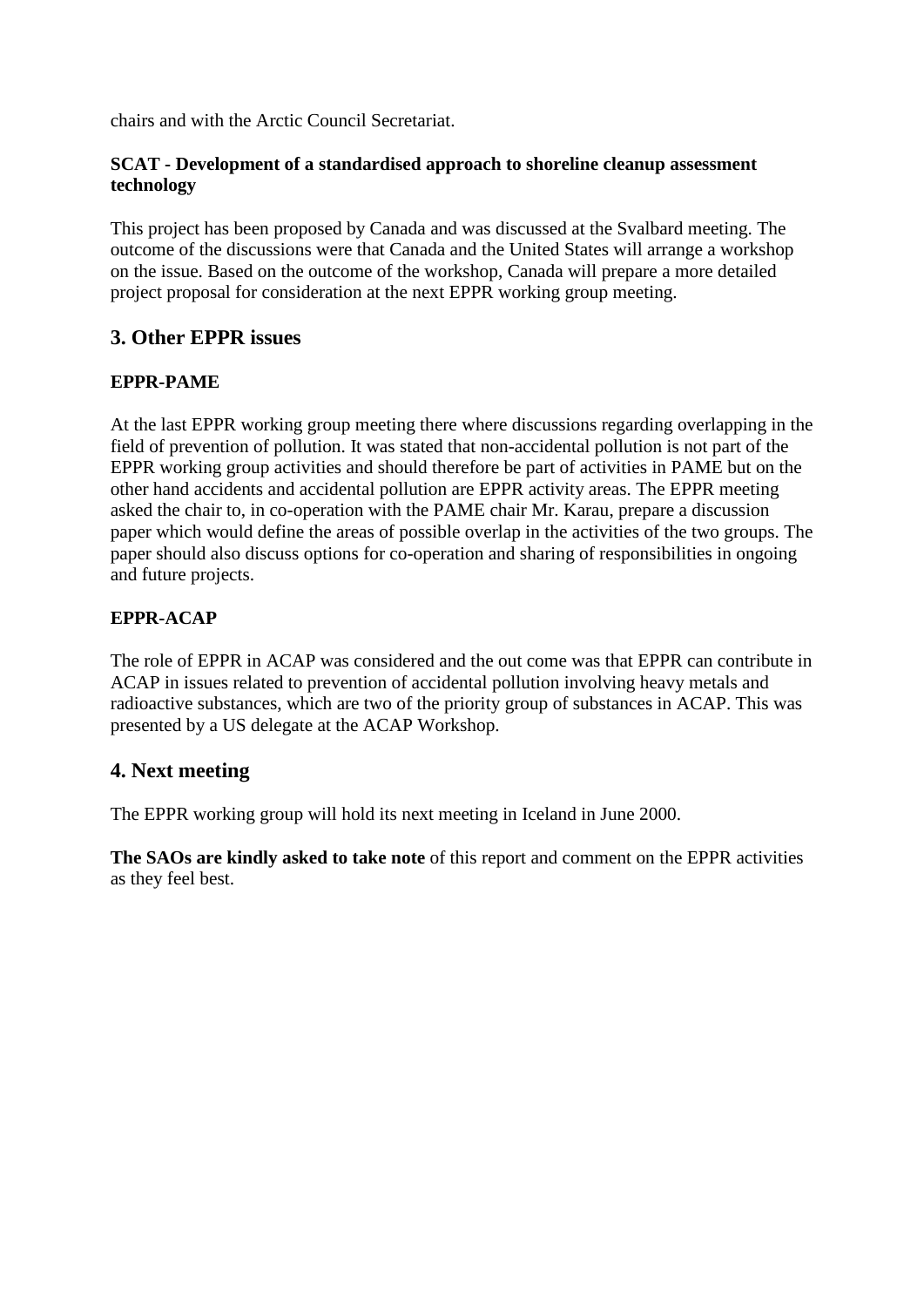chairs and with the Arctic Council Secretariat.

**SCAT - Development of a standardised approach to shoreline cleanup assessment technology**

This project has been proposed by Canada and was discussed at the Svalbard meeting. The outcome of the discussions were that Canada and the United States will arrange a workshop on the issue. Based on the outcome of the workshop, Canada will prepare a more detailed project proposal for consideration at the next EPPR working group meeting.

## 3. Other EPPR issues

**EPPR-PAME**

At the last EPPR working group meeting there where discussions regarding overlapping in the field of prevention of pollution. It was stated that non-accidental pollution is not part of the EPPR working group activities and should therefore be part of activities in PAME but on the other hand accidents and accidental pollution are EPPR activity areas. The EPPR meeting asked the chair to, in co-operation with the PAME chair Mr. Karau, prepare a discussion paper which would define the areas of possible overlap in the activities of the two groups. The paper should also discuss options for co-operation and sharing of responsibilities in ongoing and future projects.

**EPPR-ACAP**

The role of EPPR in ACAP was considered and the out come was that EPPR can contribute in ACAP in issues related to prevention of accidental pollution involving heavy metals and radioactive substances, which are two of the priority group of substances in ACAP. This was presented by a US delegate at the ACAP Workshop.

## 4. Next meeting

The EPPR working group will hold its next meeting in Iceland in June 2000.

**The SAOs are kindly asked to take note** of this report and comment on the EPPR activities as they feel best.